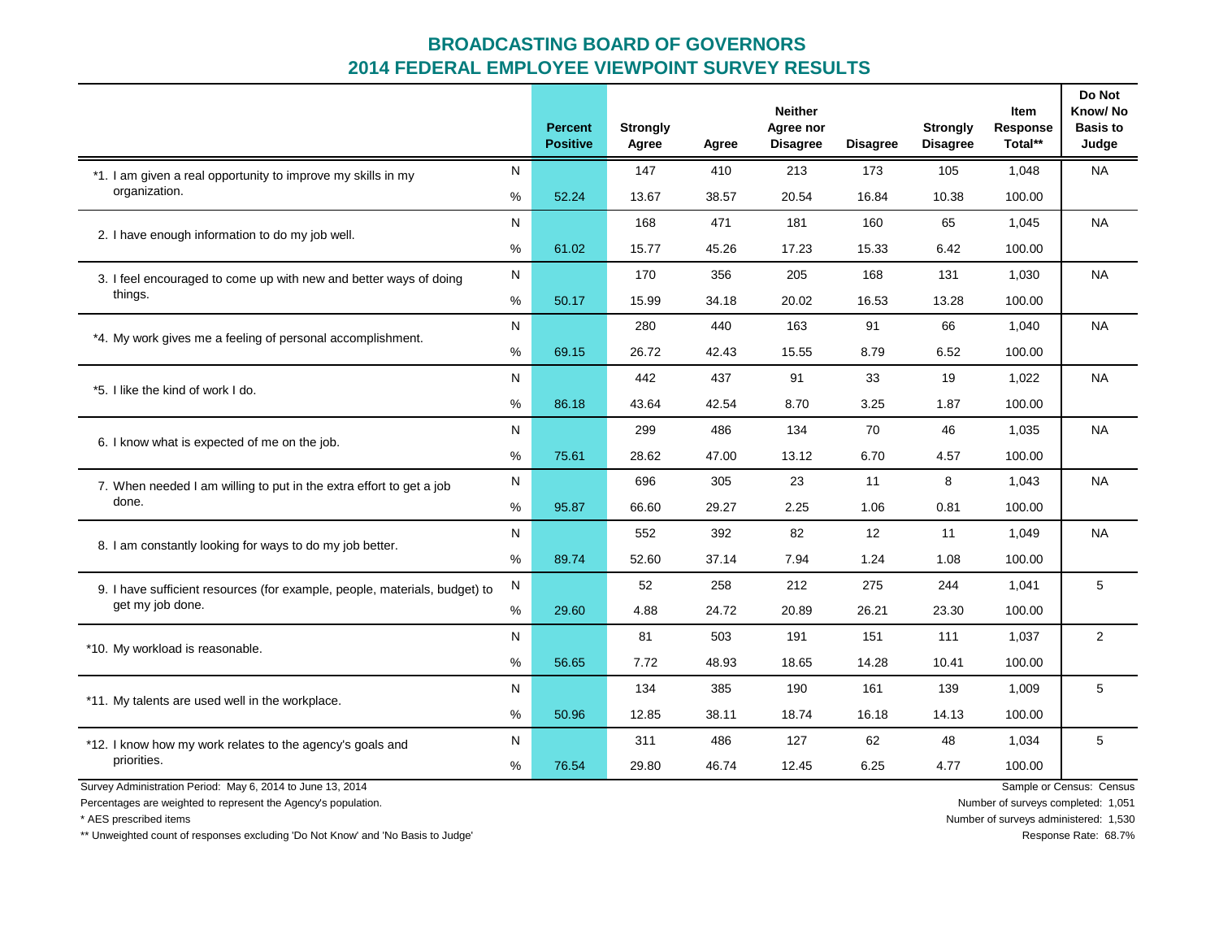# BROADCASTING BOARD OF GOVERNORS
## 2014 FEDERAL EMPLOYEE VIEWPOINT SURVEY RESULTS

| | | Percent Positive | Strongly Agree | Agree | Neither Agree nor Disagree | Disagree | Strongly Disagree | Item Response Total** | Do Not Know/ No Basis to Judge |
|---|---|---|---|---|---|---|---|---|---|
| *1. I am given a real opportunity to improve my skills in my organization. | N | | 147 | 410 | 213 | 173 | 105 | 1,048 | NA |
| | % | 52.24 | 13.67 | 38.57 | 20.54 | 16.84 | 10.38 | 100.00 | |
| 2. I have enough information to do my job well. | N | | 168 | 471 | 181 | 160 | 65 | 1,045 | NA |
| | % | 61.02 | 15.77 | 45.26 | 17.23 | 15.33 | 6.42 | 100.00 | |
| 3. I feel encouraged to come up with new and better ways of doing things. | N | | 170 | 356 | 205 | 168 | 131 | 1,030 | NA |
| | % | 50.17 | 15.99 | 34.18 | 20.02 | 16.53 | 13.28 | 100.00 | |
| *4. My work gives me a feeling of personal accomplishment. | N | | 280 | 440 | 163 | 91 | 66 | 1,040 | NA |
| | % | 69.15 | 26.72 | 42.43 | 15.55 | 8.79 | 6.52 | 100.00 | |
| *5. I like the kind of work I do. | N | | 442 | 437 | 91 | 33 | 19 | 1,022 | NA |
| | % | 86.18 | 43.64 | 42.54 | 8.70 | 3.25 | 1.87 | 100.00 | |
| 6. I know what is expected of me on the job. | N | | 299 | 486 | 134 | 70 | 46 | 1,035 | NA |
| | % | 75.61 | 28.62 | 47.00 | 13.12 | 6.70 | 4.57 | 100.00 | |
| 7. When needed I am willing to put in the extra effort to get a job done. | N | | 696 | 305 | 23 | 11 | 8 | 1,043 | NA |
| | % | 95.87 | 66.60 | 29.27 | 2.25 | 1.06 | 0.81 | 100.00 | |
| 8. I am constantly looking for ways to do my job better. | N | | 552 | 392 | 82 | 12 | 11 | 1,049 | NA |
| | % | 89.74 | 52.60 | 37.14 | 7.94 | 1.24 | 1.08 | 100.00 | |
| 9. I have sufficient resources (for example, people, materials, budget) to get my job done. | N | | 52 | 258 | 212 | 275 | 244 | 1,041 | 5 |
| | % | 29.60 | 4.88 | 24.72 | 20.89 | 26.21 | 23.30 | 100.00 | |
| *10. My workload is reasonable. | N | | 81 | 503 | 191 | 151 | 111 | 1,037 | 2 |
| | % | 56.65 | 7.72 | 48.93 | 18.65 | 14.28 | 10.41 | 100.00 | |
| *11. My talents are used well in the workplace. | N | | 134 | 385 | 190 | 161 | 139 | 1,009 | 5 |
| | % | 50.96 | 12.85 | 38.11 | 18.74 | 16.18 | 14.13 | 100.00 | |
| *12. I know how my work relates to the agency's goals and priorities. | N | | 311 | 486 | 127 | 62 | 48 | 1,034 | 5 |
| | % | 76.54 | 29.80 | 46.74 | 12.45 | 6.25 | 4.77 | 100.00 | |

Survey Administration Period: May 6, 2014 to June 13, 2014

Percentages are weighted to represent the Agency's population.

* AES prescribed items

** Unweighted count of responses excluding 'Do Not Know' and 'No Basis to Judge'

Sample or Census: Census

Number of surveys completed: 1,051

Number of surveys administered: 1,530

Response Rate: 68.7%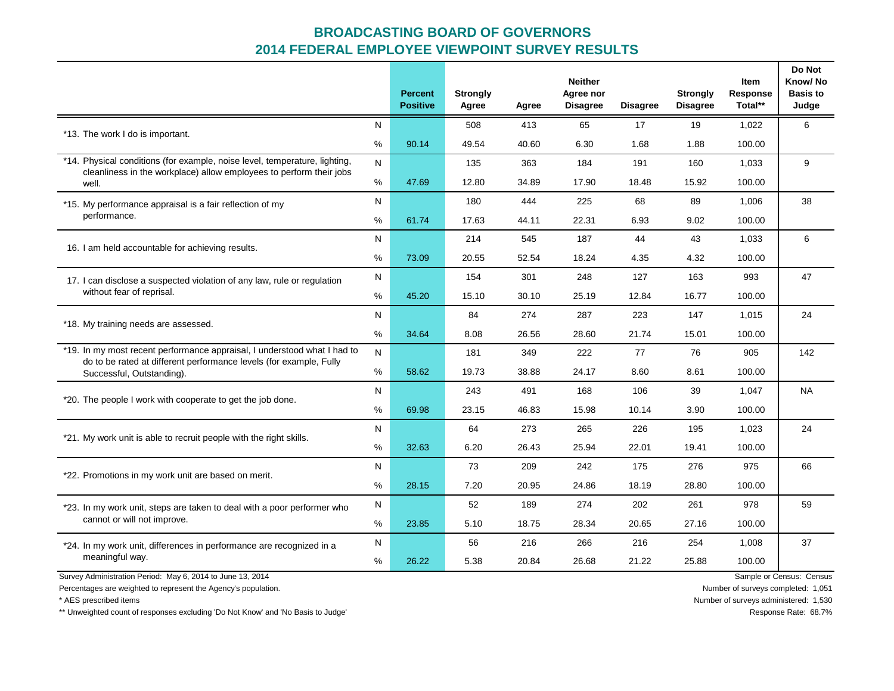# BROADCASTING BOARD OF GOVERNORS
## 2014 FEDERAL EMPLOYEE VIEWPOINT SURVEY RESULTS

| | | Percent Positive | Strongly Agree | Agree | Neither Agree nor Disagree | Disagree | Strongly Disagree | Item Response Total** | Do Not Know/ No Basis to Judge |
|---|---|---|---|---|---|---|---|---|---|
| *13. The work I do is important. | N | | 508 | 413 | 65 | 17 | 19 | 1,022 | 6 |
| | % | 90.14 | 49.54 | 40.60 | 6.30 | 1.68 | 1.88 | 100.00 | |
| *14. Physical conditions (for example, noise level, temperature, lighting, cleanliness in the workplace) allow employees to perform their jobs well. | N | | 135 | 363 | 184 | 191 | 160 | 1,033 | 9 |
| | % | 47.69 | 12.80 | 34.89 | 17.90 | 18.48 | 15.92 | 100.00 | |
| *15. My performance appraisal is a fair reflection of my performance. | N | | 180 | 444 | 225 | 68 | 89 | 1,006 | 38 |
| | % | 61.74 | 17.63 | 44.11 | 22.31 | 6.93 | 9.02 | 100.00 | |
| 16. I am held accountable for achieving results. | N | | 214 | 545 | 187 | 44 | 43 | 1,033 | 6 |
| | % | 73.09 | 20.55 | 52.54 | 18.24 | 4.35 | 4.32 | 100.00 | |
| 17. I can disclose a suspected violation of any law, rule or regulation without fear of reprisal. | N | | 154 | 301 | 248 | 127 | 163 | 993 | 47 |
| | % | 45.20 | 15.10 | 30.10 | 25.19 | 12.84 | 16.77 | 100.00 | |
| *18. My training needs are assessed. | N | | 84 | 274 | 287 | 223 | 147 | 1,015 | 24 |
| | % | 34.64 | 8.08 | 26.56 | 28.60 | 21.74 | 15.01 | 100.00 | |
| *19. In my most recent performance appraisal, I understood what I had to do to be rated at different performance levels (for example, Fully Successful, Outstanding). | N | | 181 | 349 | 222 | 77 | 76 | 905 | 142 |
| | % | 58.62 | 19.73 | 38.88 | 24.17 | 8.60 | 8.61 | 100.00 | |
| *20. The people I work with cooperate to get the job done. | N | | 243 | 491 | 168 | 106 | 39 | 1,047 | NA |
| | % | 69.98 | 23.15 | 46.83 | 15.98 | 10.14 | 3.90 | 100.00 | |
| *21. My work unit is able to recruit people with the right skills. | N | | 64 | 273 | 265 | 226 | 195 | 1,023 | 24 |
| | % | 32.63 | 6.20 | 26.43 | 25.94 | 22.01 | 19.41 | 100.00 | |
| *22. Promotions in my work unit are based on merit. | N | | 73 | 209 | 242 | 175 | 276 | 975 | 66 |
| | % | 28.15 | 7.20 | 20.95 | 24.86 | 18.19 | 28.80 | 100.00 | |
| *23. In my work unit, steps are taken to deal with a poor performer who cannot or will not improve. | N | | 52 | 189 | 274 | 202 | 261 | 978 | 59 |
| | % | 23.85 | 5.10 | 18.75 | 28.34 | 20.65 | 27.16 | 100.00 | |
| *24. In my work unit, differences in performance are recognized in a meaningful way. | N | | 56 | 216 | 266 | 216 | 254 | 1,008 | 37 |
| | % | 26.22 | 5.38 | 20.84 | 26.68 | 21.22 | 25.88 | 100.00 | |

Survey Administration Period: May 6, 2014 to June 13, 2014

Percentages are weighted to represent the Agency's population.

* AES prescribed items

** Unweighted count of responses excluding 'Do Not Know' and 'No Basis to Judge'

Sample or Census: Census

Number of surveys completed: 1,051

Number of surveys administered: 1,530

Response Rate: 68.7%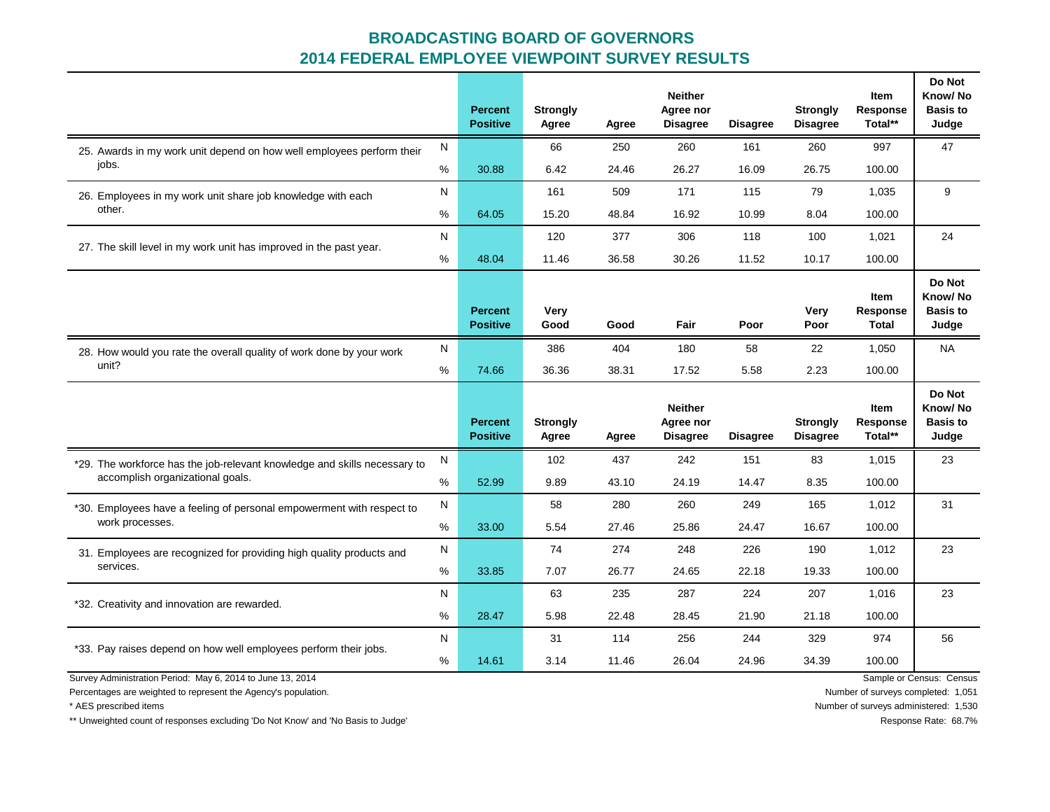# BROADCASTING BOARD OF GOVERNORS
## 2014 FEDERAL EMPLOYEE VIEWPOINT SURVEY RESULTS

| | | Percent Positive | Strongly Agree | Agree | Neither Agree nor Disagree | Disagree | Strongly Disagree | Item Response Total** | Do Not Know/ No Basis to Judge |
|---|---|---|---|---|---|---|---|---|---|
| 25. Awards in my work unit depend on how well employees perform their jobs. | N | | 66 | 250 | 260 | 161 | 260 | 997 | 47 |
| | % | 30.88 | 6.42 | 24.46 | 26.27 | 16.09 | 26.75 | 100.00 | |
| 26. Employees in my work unit share job knowledge with each other. | N | | 161 | 509 | 171 | 115 | 79 | 1,035 | 9 |
| | % | 64.05 | 15.20 | 48.84 | 16.92 | 10.99 | 8.04 | 100.00 | |
| 27. The skill level in my work unit has improved in the past year. | N | | 120 | 377 | 306 | 118 | 100 | 1,021 | 24 |
| | % | 48.04 | 11.46 | 36.58 | 30.26 | 11.52 | 10.17 | 100.00 | |

| | | Percent Positive | Very Good | Good | Fair | Poor | Very Poor | Item Response Total | Do Not Know/ No Basis to Judge |
|---|---|---|---|---|---|---|---|---|---|
| 28. How would you rate the overall quality of work done by your work unit? | N | | 386 | 404 | 180 | 58 | 22 | 1,050 | NA |
| | % | 74.66 | 36.36 | 38.31 | 17.52 | 5.58 | 2.23 | 100.00 | |

| | | Percent Positive | Strongly Agree | Agree | Neither Agree nor Disagree | Disagree | Strongly Disagree | Item Response Total** | Do Not Know/ No Basis to Judge |
|---|---|---|---|---|---|---|---|---|---|
| *29. The workforce has the job-relevant knowledge and skills necessary to accomplish organizational goals. | N | | 102 | 437 | 242 | 151 | 83 | 1,015 | 23 |
| | % | 52.99 | 9.89 | 43.10 | 24.19 | 14.47 | 8.35 | 100.00 | |
| *30. Employees have a feeling of personal empowerment with respect to work processes. | N | | 58 | 280 | 260 | 249 | 165 | 1,012 | 31 |
| | % | 33.00 | 5.54 | 27.46 | 25.86 | 24.47 | 16.67 | 100.00 | |
| 31. Employees are recognized for providing high quality products and services. | N | | 74 | 274 | 248 | 226 | 190 | 1,012 | 23 |
| | % | 33.85 | 7.07 | 26.77 | 24.65 | 22.18 | 19.33 | 100.00 | |
| *32. Creativity and innovation are rewarded. | N | | 63 | 235 | 287 | 224 | 207 | 1,016 | 23 |
| | % | 28.47 | 5.98 | 22.48 | 28.45 | 21.90 | 21.18 | 100.00 | |
| *33. Pay raises depend on how well employees perform their jobs. | N | | 31 | 114 | 256 | 244 | 329 | 974 | 56 |
| | % | 14.61 | 3.14 | 11.46 | 26.04 | 24.96 | 34.39 | 100.00 | |

Survey Administration Period: May 6, 2014 to June 13, 2014

Percentages are weighted to represent the Agency's population.

* AES prescribed items

** Unweighted count of responses excluding 'Do Not Know' and 'No Basis to Judge'

Sample or Census: Census

Number of surveys completed: 1,051

Number of surveys administered: 1,530

Response Rate: 68.7%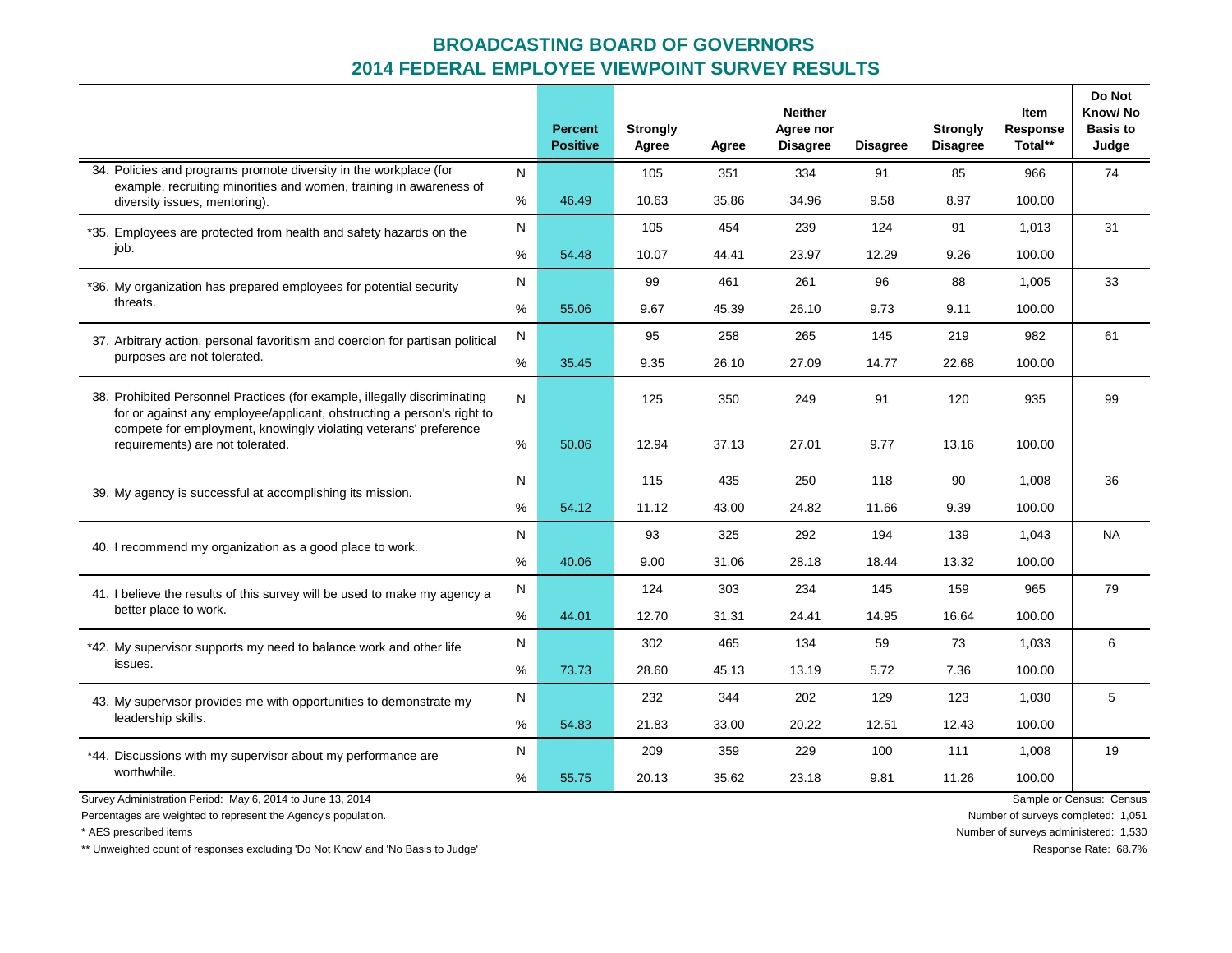# BROADCASTING BOARD OF GOVERNORS
## 2014 FEDERAL EMPLOYEE VIEWPOINT SURVEY RESULTS

| | | Percent Positive | Strongly Agree | Agree | Neither Agree nor Disagree | Disagree | Strongly Disagree | Item Response Total** | Do Not Know/ No Basis to Judge |
|---|---|---|---|---|---|---|---|---|---|
| 34. Policies and programs promote diversity in the workplace (for example, recruiting minorities and women, training in awareness of diversity issues, mentoring). | N | | 105 | 351 | 334 | 91 | 85 | 966 | 74 |
| | % | 46.49 | 10.63 | 35.86 | 34.96 | 9.58 | 8.97 | 100.00 | |
| *35. Employees are protected from health and safety hazards on the job. | N | | 105 | 454 | 239 | 124 | 91 | 1,013 | 31 |
| | % | 54.48 | 10.07 | 44.41 | 23.97 | 12.29 | 9.26 | 100.00 | |
| *36. My organization has prepared employees for potential security threats. | N | | 99 | 461 | 261 | 96 | 88 | 1,005 | 33 |
| | % | 55.06 | 9.67 | 45.39 | 26.10 | 9.73 | 9.11 | 100.00 | |
| 37. Arbitrary action, personal favoritism and coercion for partisan political purposes are not tolerated. | N | | 95 | 258 | 265 | 145 | 219 | 982 | 61 |
| | % | 35.45 | 9.35 | 26.10 | 27.09 | 14.77 | 22.68 | 100.00 | |
| 38. Prohibited Personnel Practices (for example, illegally discriminating for or against any employee/applicant, obstructing a person's right to compete for employment, knowingly violating veterans' preference requirements) are not tolerated. | N | | 125 | 350 | 249 | 91 | 120 | 935 | 99 |
| | % | 50.06 | 12.94 | 37.13 | 27.01 | 9.77 | 13.16 | 100.00 | |
| 39. My agency is successful at accomplishing its mission. | N | | 115 | 435 | 250 | 118 | 90 | 1,008 | 36 |
| | % | 54.12 | 11.12 | 43.00 | 24.82 | 11.66 | 9.39 | 100.00 | |
| 40. I recommend my organization as a good place to work. | N | | 93 | 325 | 292 | 194 | 139 | 1,043 | NA |
| | % | 40.06 | 9.00 | 31.06 | 28.18 | 18.44 | 13.32 | 100.00 | |
| 41. I believe the results of this survey will be used to make my agency a better place to work. | N | | 124 | 303 | 234 | 145 | 159 | 965 | 79 |
| | % | 44.01 | 12.70 | 31.31 | 24.41 | 14.95 | 16.64 | 100.00 | |
| *42. My supervisor supports my need to balance work and other life issues. | N | | 302 | 465 | 134 | 59 | 73 | 1,033 | 6 |
| | % | 73.73 | 28.60 | 45.13 | 13.19 | 5.72 | 7.36 | 100.00 | |
| 43. My supervisor provides me with opportunities to demonstrate my leadership skills. | N | | 232 | 344 | 202 | 129 | 123 | 1,030 | 5 |
| | % | 54.83 | 21.83 | 33.00 | 20.22 | 12.51 | 12.43 | 100.00 | |
| *44. Discussions with my supervisor about my performance are worthwhile. | N | | 209 | 359 | 229 | 100 | 111 | 1,008 | 19 |
| | % | 55.75 | 20.13 | 35.62 | 23.18 | 9.81 | 11.26 | 100.00 | |

Survey Administration Period: May 6, 2014 to June 13, 2014

Percentages are weighted to represent the Agency's population.

* AES prescribed items

** Unweighted count of responses excluding 'Do Not Know' and 'No Basis to Judge'

Sample or Census: Census

Number of surveys completed: 1,051

Number of surveys administered: 1,530

Response Rate: 68.7%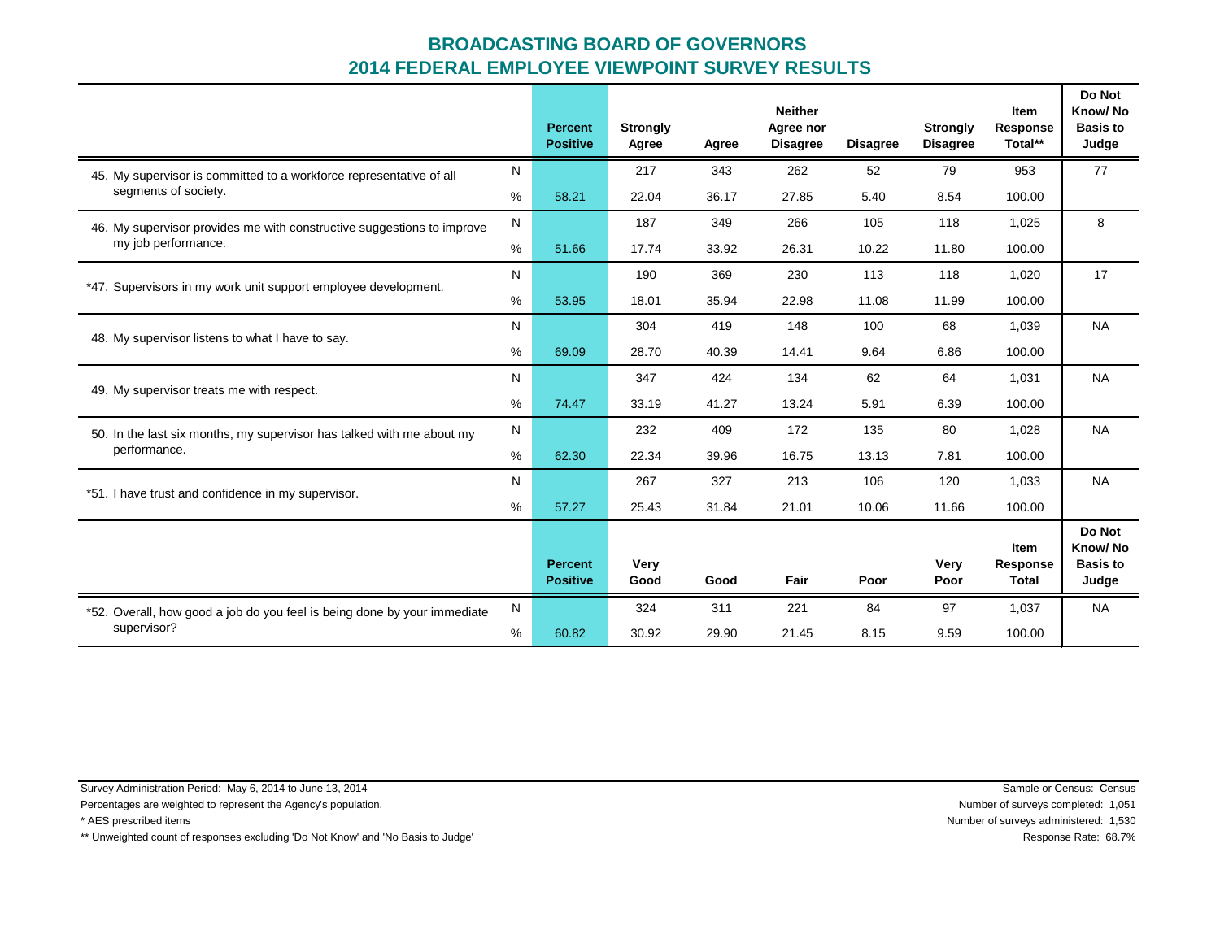# BROADCASTING BOARD OF GOVERNORS
## 2014 FEDERAL EMPLOYEE VIEWPOINT SURVEY RESULTS

| | | Percent Positive | Strongly Agree | Agree | Neither Agree nor Disagree | Disagree | Strongly Disagree | Item Response Total** | Do Not Know/ No Basis to Judge |
|---|---|---|---|---|---|---|---|---|---|
| 45. My supervisor is committed to a workforce representative of all segments of society. | N | | 217 | 343 | 262 | 52 | 79 | 953 | 77 |
| | % | 58.21 | 22.04 | 36.17 | 27.85 | 5.40 | 8.54 | 100.00 | |
| 46. My supervisor provides me with constructive suggestions to improve my job performance. | N | | 187 | 349 | 266 | 105 | 118 | 1,025 | 8 |
| | % | 51.66 | 17.74 | 33.92 | 26.31 | 10.22 | 11.80 | 100.00 | |
| *47. Supervisors in my work unit support employee development. | N | | 190 | 369 | 230 | 113 | 118 | 1,020 | 17 |
| | % | 53.95 | 18.01 | 35.94 | 22.98 | 11.08 | 11.99 | 100.00 | |
| 48. My supervisor listens to what I have to say. | N | | 304 | 419 | 148 | 100 | 68 | 1,039 | NA |
| | % | 69.09 | 28.70 | 40.39 | 14.41 | 9.64 | 6.86 | 100.00 | |
| 49. My supervisor treats me with respect. | N | | 347 | 424 | 134 | 62 | 64 | 1,031 | NA |
| | % | 74.47 | 33.19 | 41.27 | 13.24 | 5.91 | 6.39 | 100.00 | |
| 50. In the last six months, my supervisor has talked with me about my performance. | N | | 232 | 409 | 172 | 135 | 80 | 1,028 | NA |
| | % | 62.30 | 22.34 | 39.96 | 16.75 | 13.13 | 7.81 | 100.00 | |
| *51. I have trust and confidence in my supervisor. | N | | 267 | 327 | 213 | 106 | 120 | 1,033 | NA |
| | % | 57.27 | 25.43 | 31.84 | 21.01 | 10.06 | 11.66 | 100.00 | |

| | | Percent Positive | Very Good | Good | Fair | Poor | Very Poor | Item Response Total | Do Not Know/ No Basis to Judge |
|---|---|---|---|---|---|---|---|---|---|
| *52. Overall, how good a job do you feel is being done by your immediate supervisor? | N | | 324 | 311 | 221 | 84 | 97 | 1,037 | NA |
| | % | 60.82 | 30.92 | 29.90 | 21.45 | 8.15 | 9.59 | 100.00 | |

Survey Administration Period: May 6, 2014 to June 13, 2014

Percentages are weighted to represent the Agency's population.

* AES prescribed items

** Unweighted count of responses excluding 'Do Not Know' and 'No Basis to Judge'

Sample or Census: Census

Number of surveys completed: 1,051

Number of surveys administered: 1,530

Response Rate: 68.7%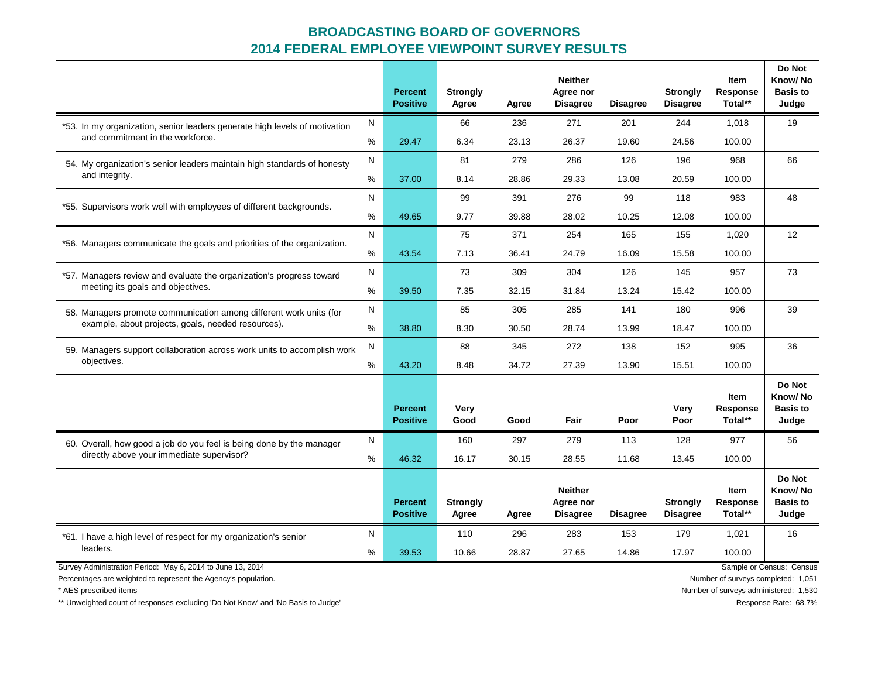# BROADCASTING BOARD OF GOVERNORS
## 2014 FEDERAL EMPLOYEE VIEWPOINT SURVEY RESULTS

| | | Percent Positive | Strongly Agree | Agree | Neither Agree nor Disagree | Disagree | Strongly Disagree | Item Response Total** | Do Not Know/ No Basis to Judge |
|---|---|---|---|---|---|---|---|---|---|
| *53. In my organization, senior leaders generate high levels of motivation and commitment in the workforce. | N | | 66 | 236 | 271 | 201 | 244 | 1,018 | 19 |
| | % | 29.47 | 6.34 | 23.13 | 26.37 | 19.60 | 24.56 | 100.00 | |
| 54. My organization's senior leaders maintain high standards of honesty and integrity. | N | | 81 | 279 | 286 | 126 | 196 | 968 | 66 |
| | % | 37.00 | 8.14 | 28.86 | 29.33 | 13.08 | 20.59 | 100.00 | |
| *55. Supervisors work well with employees of different backgrounds. | N | | 99 | 391 | 276 | 99 | 118 | 983 | 48 |
| | % | 49.65 | 9.77 | 39.88 | 28.02 | 10.25 | 12.08 | 100.00 | |
| *56. Managers communicate the goals and priorities of the organization. | N | | 75 | 371 | 254 | 165 | 155 | 1,020 | 12 |
| | % | 43.54 | 7.13 | 36.41 | 24.79 | 16.09 | 15.58 | 100.00 | |
| *57. Managers review and evaluate the organization's progress toward meeting its goals and objectives. | N | | 73 | 309 | 304 | 126 | 145 | 957 | 73 |
| | % | 39.50 | 7.35 | 32.15 | 31.84 | 13.24 | 15.42 | 100.00 | |
| 58. Managers promote communication among different work units (for example, about projects, goals, needed resources). | N | | 85 | 305 | 285 | 141 | 180 | 996 | 39 |
| | % | 38.80 | 8.30 | 30.50 | 28.74 | 13.99 | 18.47 | 100.00 | |
| 59. Managers support collaboration across work units to accomplish work objectives. | N | | 88 | 345 | 272 | 138 | 152 | 995 | 36 |
| | % | 43.20 | 8.48 | 34.72 | 27.39 | 13.90 | 15.51 | 100.00 | |

| | | Percent Positive | Very Good | Good | Fair | Poor | Very Poor | Item Response Total** | Do Not Know/ No Basis to Judge |
|---|---|---|---|---|---|---|---|---|---|
| 60. Overall, how good a job do you feel is being done by the manager directly above your immediate supervisor? | N | | 160 | 297 | 279 | 113 | 128 | 977 | 56 |
| | % | 46.32 | 16.17 | 30.15 | 28.55 | 11.68 | 13.45 | 100.00 | |

| | | Percent Positive | Strongly Agree | Agree | Neither Agree nor Disagree | Disagree | Strongly Disagree | Item Response Total** | Do Not Know/ No Basis to Judge |
|---|---|---|---|---|---|---|---|---|---|
| *61. I have a high level of respect for my organization's senior leaders. | N | | 110 | 296 | 283 | 153 | 179 | 1,021 | 16 |
| | % | 39.53 | 10.66 | 28.87 | 27.65 | 14.86 | 17.97 | 100.00 | |

Survey Administration Period: May 6, 2014 to June 13, 2014

Percentages are weighted to represent the Agency's population.

* AES prescribed items

** Unweighted count of responses excluding 'Do Not Know' and 'No Basis to Judge'

Sample or Census: Census

Number of surveys completed: 1,051

Number of surveys administered: 1,530

Response Rate: 68.7%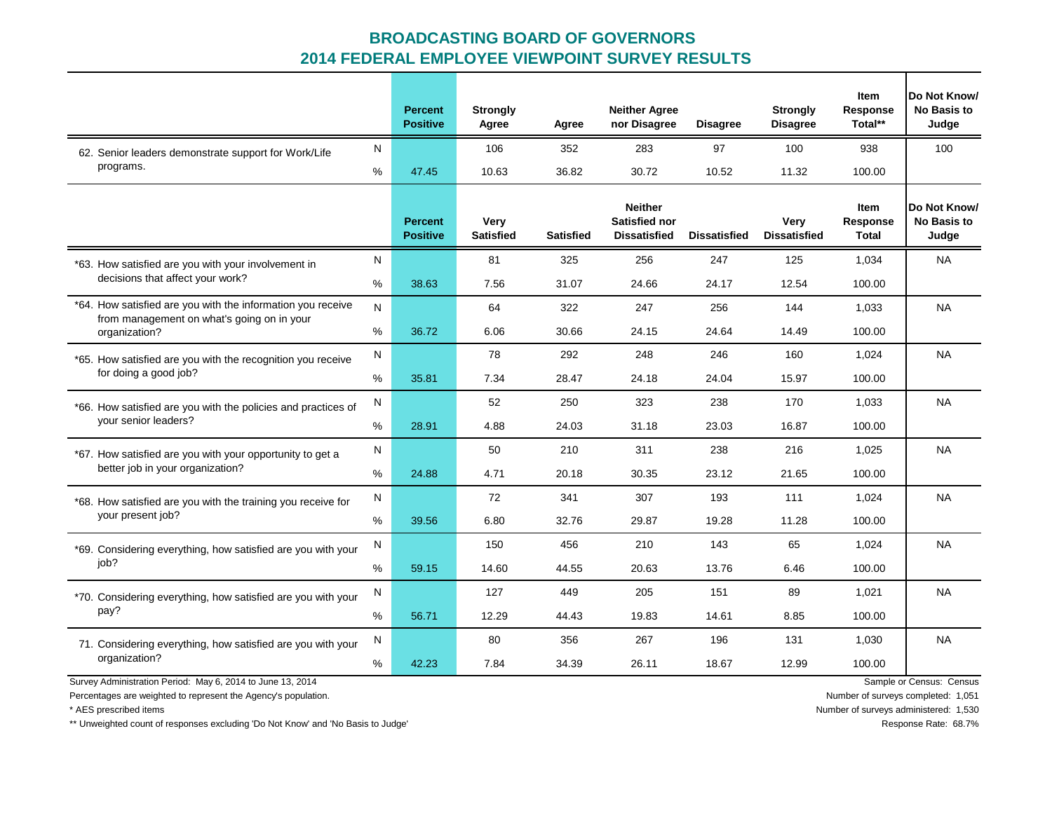## BROADCASTING BOARD OF GOVERNORS
## 2014 FEDERAL EMPLOYEE VIEWPOINT SURVEY RESULTS

| | | Percent Positive | Strongly Agree | Agree | Neither Agree nor Disagree | Disagree | Strongly Disagree | Item Response Total** | Do Not Know/ No Basis to Judge |
|---|---|---|---|---|---|---|---|---|---|
| 62. Senior leaders demonstrate support for Work/Life programs. | N | | 106 | 352 | 283 | 97 | 100 | 938 | 100 |
| | % | 47.45 | 10.63 | 36.82 | 30.72 | 10.52 | 11.32 | 100.00 | |

| | | Percent Positive | Very Satisfied | Satisfied | Neither Satisfied nor Dissatisfied | Dissatisfied | Very Dissatisfied | Item Response Total | Do Not Know/ No Basis to Judge |
|---|---|---|---|---|---|---|---|---|---|
| *63. How satisfied are you with your involvement in decisions that affect your work? | N | | 81 | 325 | 256 | 247 | 125 | 1,034 | NA |
| | % | 38.63 | 7.56 | 31.07 | 24.66 | 24.17 | 12.54 | 100.00 | |
| *64. How satisfied are you with the information you receive from management on what's going on in your organization? | N | | 64 | 322 | 247 | 256 | 144 | 1,033 | NA |
| | % | 36.72 | 6.06 | 30.66 | 24.15 | 24.64 | 14.49 | 100.00 | |
| *65. How satisfied are you with the recognition you receive for doing a good job? | N | | 78 | 292 | 248 | 246 | 160 | 1,024 | NA |
| | % | 35.81 | 7.34 | 28.47 | 24.18 | 24.04 | 15.97 | 100.00 | |
| *66. How satisfied are you with the policies and practices of your senior leaders? | N | | 52 | 250 | 323 | 238 | 170 | 1,033 | NA |
| | % | 28.91 | 4.88 | 24.03 | 31.18 | 23.03 | 16.87 | 100.00 | |
| *67. How satisfied are you with your opportunity to get a better job in your organization? | N | | 50 | 210 | 311 | 238 | 216 | 1,025 | NA |
| | % | 24.88 | 4.71 | 20.18 | 30.35 | 23.12 | 21.65 | 100.00 | |
| *68. How satisfied are you with the training you receive for your present job? | N | | 72 | 341 | 307 | 193 | 111 | 1,024 | NA |
| | % | 39.56 | 6.80 | 32.76 | 29.87 | 19.28 | 11.28 | 100.00 | |
| *69. Considering everything, how satisfied are you with your job? | N | | 150 | 456 | 210 | 143 | 65 | 1,024 | NA |
| | % | 59.15 | 14.60 | 44.55 | 20.63 | 13.76 | 6.46 | 100.00 | |
| *70. Considering everything, how satisfied are you with your pay? | N | | 127 | 449 | 205 | 151 | 89 | 1,021 | NA |
| | % | 56.71 | 12.29 | 44.43 | 19.83 | 14.61 | 8.85 | 100.00 | |
| 71. Considering everything, how satisfied are you with your organization? | N | | 80 | 356 | 267 | 196 | 131 | 1,030 | NA |
| | % | 42.23 | 7.84 | 34.39 | 26.11 | 18.67 | 12.99 | 100.00 | |

Survey Administration Period: May 6, 2014 to June 13, 2014

Percentages are weighted to represent the Agency's population.

* AES prescribed items

** Unweighted count of responses excluding 'Do Not Know' and 'No Basis to Judge'

Sample or Census: Census

Number of surveys completed: 1,051

Number of surveys administered: 1,530

Response Rate: 68.7%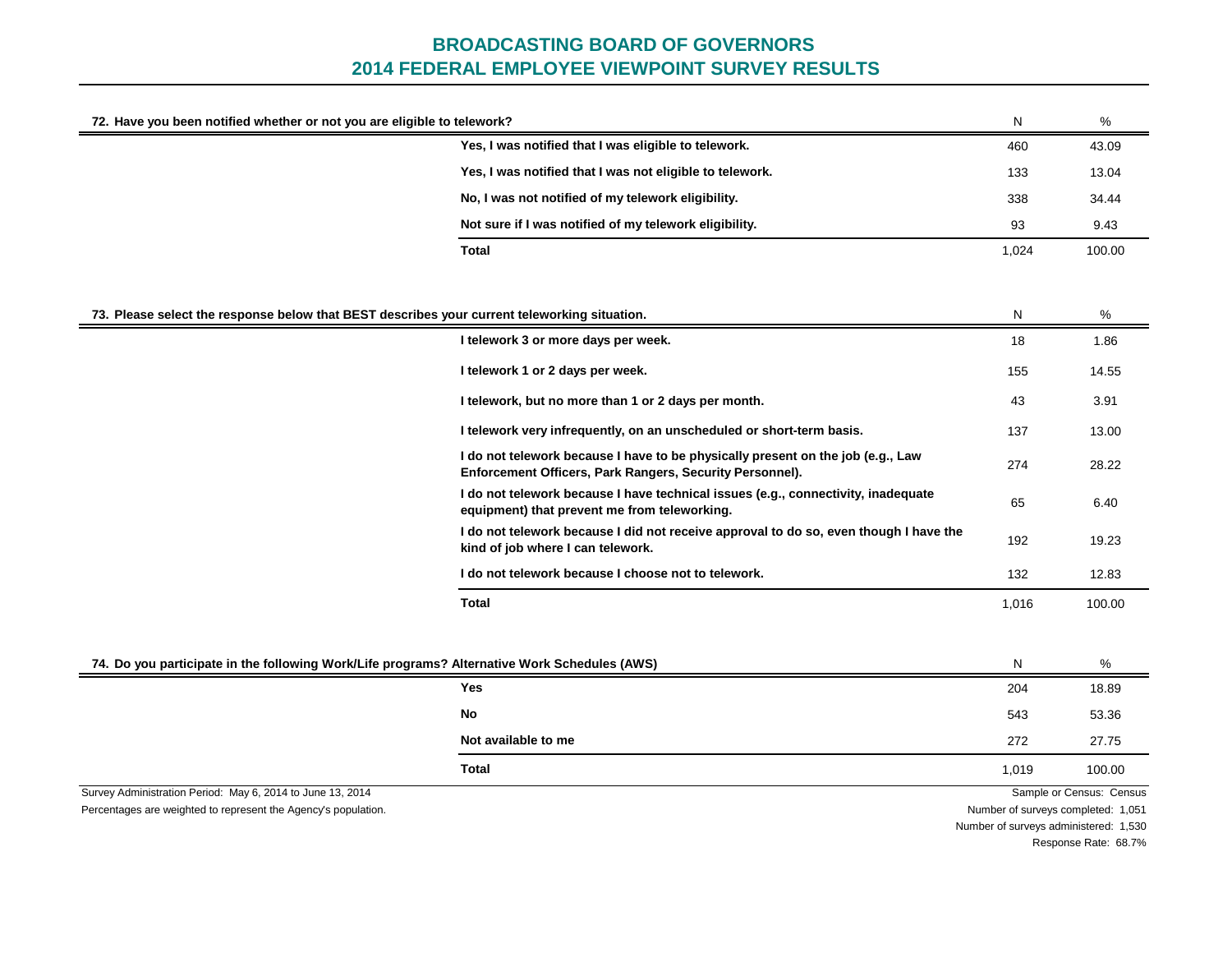# BROADCASTING BOARD OF GOVERNORS
# 2014 FEDERAL EMPLOYEE VIEWPOINT SURVEY RESULTS

| 72. Have you been notified whether or not you are eligible to telework? | N | % |
|---|---|---|
| Yes, I was notified that I was eligible to telework. | 460 | 43.09 |
| Yes, I was notified that I was not eligible to telework. | 133 | 13.04 |
| No, I was not notified of my telework eligibility. | 338 | 34.44 |
| Not sure if I was notified of my telework eligibility. | 93 | 9.43 |
| **Total** | 1,024 | 100.00 |

| 73. Please select the response below that BEST describes your current teleworking situation. | N | % |
|---|---|---|
| I telework 3 or more days per week. | 18 | 1.86 |
| I telework 1 or 2 days per week. | 155 | 14.55 |
| I telework, but no more than 1 or 2 days per month. | 43 | 3.91 |
| I telework very infrequently, on an unscheduled or short-term basis. | 137 | 13.00 |
| I do not telework because I have to be physically present on the job (e.g., Law Enforcement Officers, Park Rangers, Security Personnel). | 274 | 28.22 |
| I do not telework because I have technical issues (e.g., connectivity, inadequate equipment) that prevent me from teleworking. | 65 | 6.40 |
| I do not telework because I did not receive approval to do so, even though I have the kind of job where I can telework. | 192 | 19.23 |
| I do not telework because I choose not to telework. | 132 | 12.83 |
| **Total** | 1,016 | 100.00 |

| 74. Do you participate in the following Work/Life programs? Alternative Work Schedules (AWS) | N | % |
|---|---|---|
| Yes | 204 | 18.89 |
| No | 543 | 53.36 |
| Not available to me | 272 | 27.75 |
| **Total** | 1,019 | 100.00 |

Survey Administration Period: May 6, 2014 to June 13, 2014

Percentages are weighted to represent the Agency's population.

Sample or Census: Census

Number of surveys completed: 1,051

Number of surveys administered: 1,530

Response Rate: 68.7%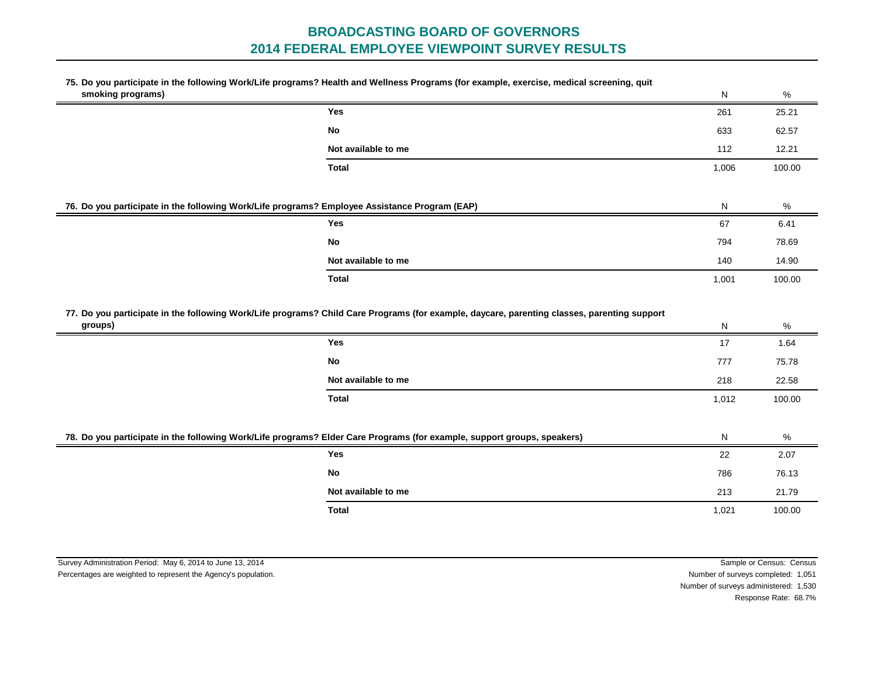**75. Do you participate in the following Work/Life programs? Health and Wellness Programs (for example, exercise, medical screening, quit smoking programs)**

| | N | % |
|---|---|---|
| **Yes** | 261 | 25.21 |
| **No** | 633 | 62.57 |
| **Not available to me** | 112 | 12.21 |
| **Total** | 1,006 | 100.00 |

**76. Do you participate in the following Work/Life programs? Employee Assistance Program (EAP)**

| | N | % |
|---|---|---|
| **Yes** | 67 | 6.41 |
| **No** | 794 | 78.69 |
| **Not available to me** | 140 | 14.90 |
| **Total** | 1,001 | 100.00 |

**77. Do you participate in the following Work/Life programs? Child Care Programs (for example, daycare, parenting classes, parenting support groups)**

| | N | % |
|---|---|---|
| **Yes** | 17 | 1.64 |
| **No** | 777 | 75.78 |
| **Not available to me** | 218 | 22.58 |
| **Total** | 1,012 | 100.00 |

**78. Do you participate in the following Work/Life programs? Elder Care Programs (for example, support groups, speakers)**

| | N | % |
|---|---|---|
| **Yes** | 22 | 2.07 |
| **No** | 786 | 76.13 |
| **Not available to me** | 213 | 21.79 |
| **Total** | 1,021 | 100.00 |

Survey Administration Period: May 6, 2014 to June 13, 2014

Percentages are weighted to represent the Agency's population.

Sample or Census: Census

Number of surveys completed: 1,051

Number of surveys administered: 1,530

Response Rate: 68.7%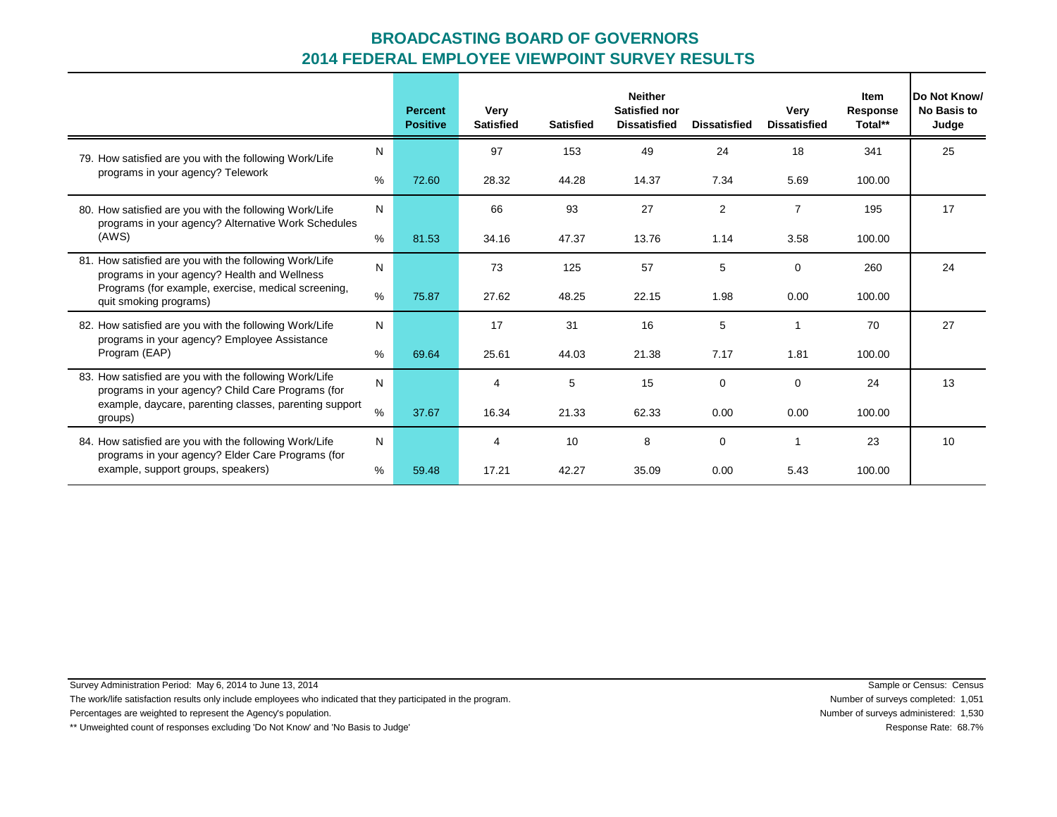# BROADCASTING BOARD OF GOVERNORS
## 2014 FEDERAL EMPLOYEE VIEWPOINT SURVEY RESULTS

| | | Percent Positive | Very Satisfied | Satisfied | Neither Satisfied nor Dissatisfied | Dissatisfied | Very Dissatisfied | Item Response Total** | Do Not Know/ No Basis to Judge |
|---|---|---|---|---|---|---|---|---|---|
| 79. How satisfied are you with the following Work/Life programs in your agency? Telework | N | | 97 | 153 | 49 | 24 | 18 | 341 | 25 |
| | % | 72.60 | 28.32 | 44.28 | 14.37 | 7.34 | 5.69 | 100.00 | |
| 80. How satisfied are you with the following Work/Life programs in your agency? Alternative Work Schedules (AWS) | N | | 66 | 93 | 27 | 2 | 7 | 195 | 17 |
| | % | 81.53 | 34.16 | 47.37 | 13.76 | 1.14 | 3.58 | 100.00 | |
| 81. How satisfied are you with the following Work/Life programs in your agency? Health and Wellness Programs (for example, exercise, medical screening, quit smoking programs) | N | | 73 | 125 | 57 | 5 | 0 | 260 | 24 |
| | % | 75.87 | 27.62 | 48.25 | 22.15 | 1.98 | 0.00 | 100.00 | |
| 82. How satisfied are you with the following Work/Life programs in your agency? Employee Assistance Program (EAP) | N | | 17 | 31 | 16 | 5 | 1 | 70 | 27 |
| | % | 69.64 | 25.61 | 44.03 | 21.38 | 7.17 | 1.81 | 100.00 | |
| 83. How satisfied are you with the following Work/Life programs in your agency? Child Care Programs (for example, daycare, parenting classes, parenting support groups) | N | | 4 | 5 | 15 | 0 | 0 | 24 | 13 |
| | % | 37.67 | 16.34 | 21.33 | 62.33 | 0.00 | 0.00 | 100.00 | |
| 84. How satisfied are you with the following Work/Life programs in your agency? Elder Care Programs (for example, support groups, speakers) | N | | 4 | 10 | 8 | 0 | 1 | 23 | 10 |
| | % | 59.48 | 17.21 | 42.27 | 35.09 | 0.00 | 5.43 | 100.00 | |

Survey Administration Period: May 6, 2014 to June 13, 2014

The work/life satisfaction results only include employees who indicated that they participated in the program.

Percentages are weighted to represent the Agency's population.

** Unweighted count of responses excluding 'Do Not Know' and 'No Basis to Judge'

Sample or Census: Census

Number of surveys completed: 1,051

Number of surveys administered: 1,530

Response Rate: 68.7%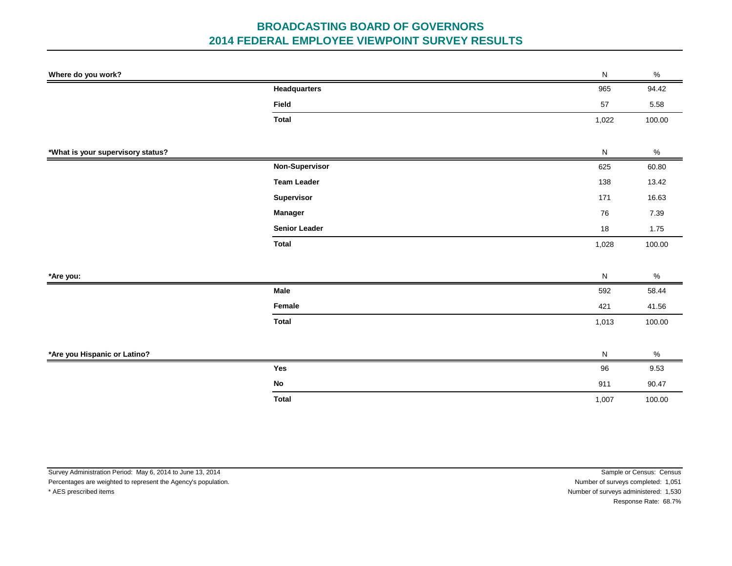# BROADCASTING BOARD OF GOVERNORS
# 2014 FEDERAL EMPLOYEE VIEWPOINT SURVEY RESULTS

| Where do you work? | | N | % |
|---|---|---|---|
| | **Headquarters** | 965 | 94.42 |
| | **Field** | 57 | 5.58 |
| | **Total** | 1,022 | 100.00 |

| *What is your supervisory status? | | N | % |
|---|---|---|---|
| | **Non-Supervisor** | 625 | 60.80 |
| | **Team Leader** | 138 | 13.42 |
| | **Supervisor** | 171 | 16.63 |
| | **Manager** | 76 | 7.39 |
| | **Senior Leader** | 18 | 1.75 |
| | **Total** | 1,028 | 100.00 |

| *Are you: | | N | % |
|---|---|---|---|
| | **Male** | 592 | 58.44 |
| | **Female** | 421 | 41.56 |
| | **Total** | 1,013 | 100.00 |

| *Are you Hispanic or Latino? | | N | % |
|---|---|---|---|
| | **Yes** | 96 | 9.53 |
| | **No** | 911 | 90.47 |
| | **Total** | 1,007 | 100.00 |

Survey Administration Period: May 6, 2014 to June 13, 2014
Percentages are weighted to represent the Agency's population.
* AES prescribed items

Sample or Census: Census
Number of surveys completed: 1,051
Number of surveys administered: 1,530
Response Rate: 68.7%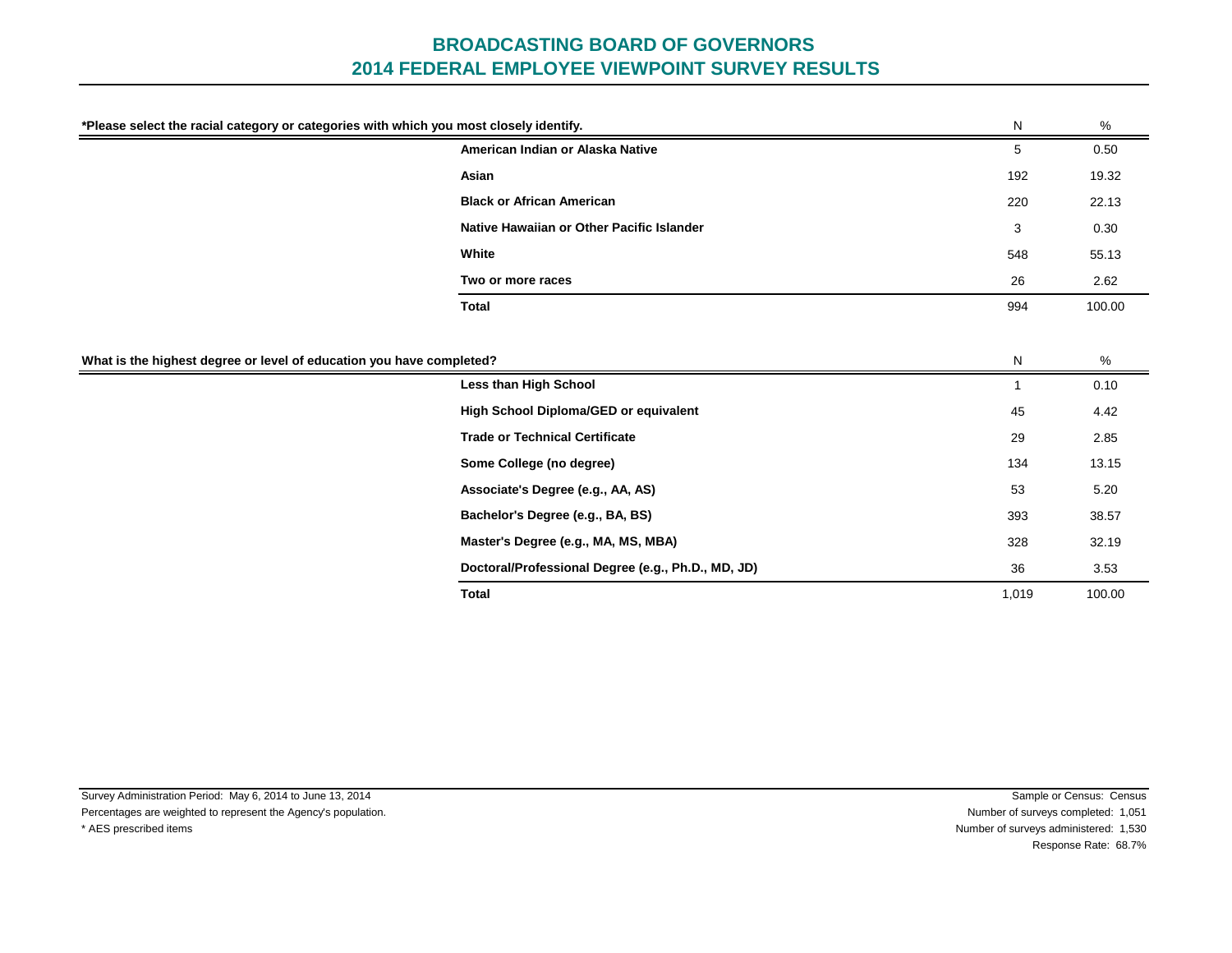# BROADCASTING BOARD OF GOVERNORS
# 2014 FEDERAL EMPLOYEE VIEWPOINT SURVEY RESULTS

| *Please select the racial category or categories with which you most closely identify. | N | % |
|---|---|---|
| American Indian or Alaska Native | 5 | 0.50 |
| Asian | 192 | 19.32 |
| Black or African American | 220 | 22.13 |
| Native Hawaiian or Other Pacific Islander | 3 | 0.30 |
| White | 548 | 55.13 |
| Two or more races | 26 | 2.62 |
| **Total** | 994 | 100.00 |

| What is the highest degree or level of education you have completed? | N | % |
|---|---|---|
| Less than High School | 1 | 0.10 |
| High School Diploma/GED or equivalent | 45 | 4.42 |
| Trade or Technical Certificate | 29 | 2.85 |
| Some College (no degree) | 134 | 13.15 |
| Associate's Degree (e.g., AA, AS) | 53 | 5.20 |
| Bachelor's Degree (e.g., BA, BS) | 393 | 38.57 |
| Master's Degree (e.g., MA, MS, MBA) | 328 | 32.19 |
| Doctoral/Professional Degree (e.g., Ph.D., MD, JD) | 36 | 3.53 |
| **Total** | 1,019 | 100.00 |

Survey Administration Period: May 6, 2014 to June 13, 2014
Percentages are weighted to represent the Agency's population.
* AES prescribed items

Sample or Census: Census
Number of surveys completed: 1,051
Number of surveys administered: 1,530
Response Rate: 68.7%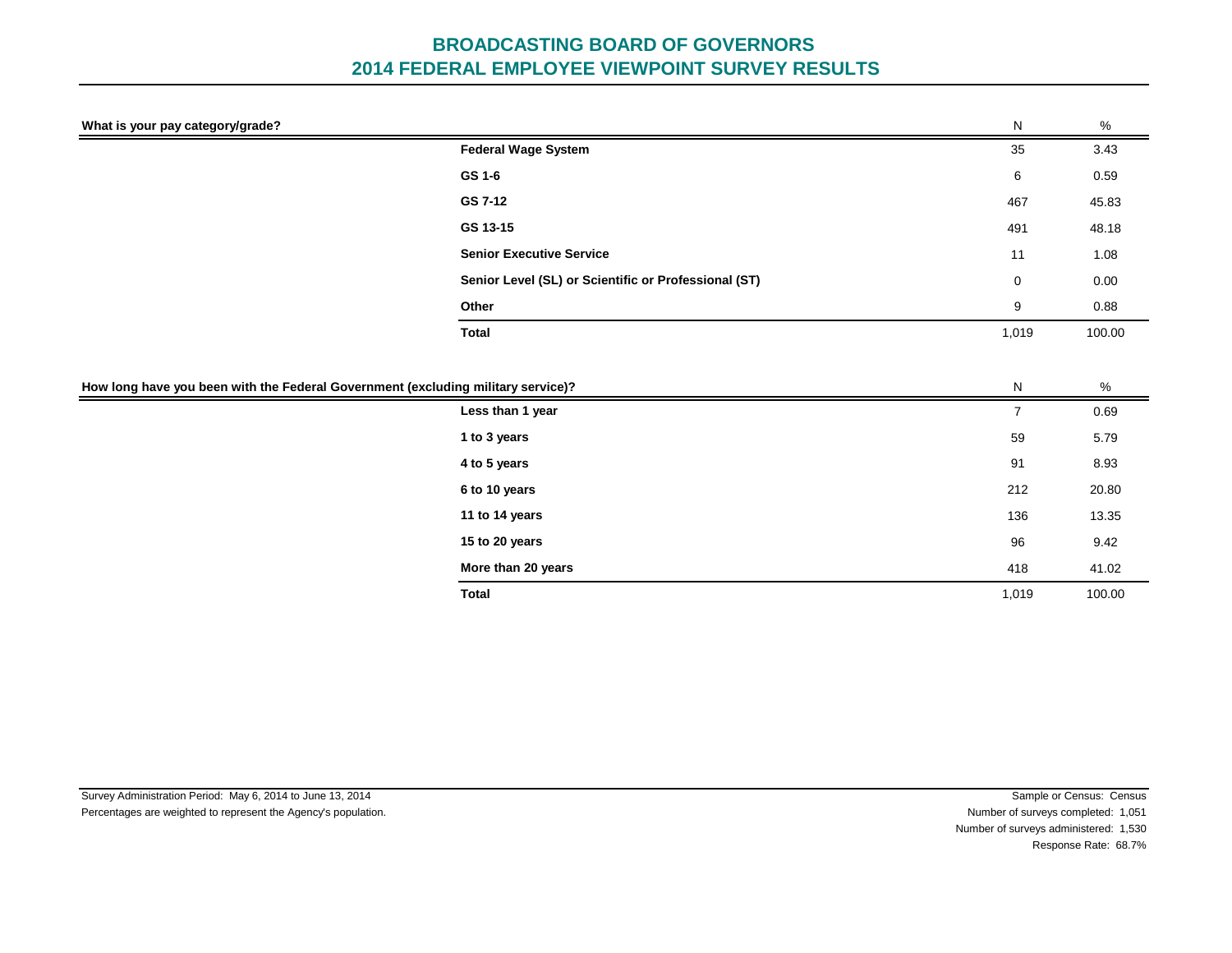# BROADCASTING BOARD OF GOVERNORS
# 2014 FEDERAL EMPLOYEE VIEWPOINT SURVEY RESULTS

**What is your pay category/grade?**

| | N | % |
|---|---|---|
| **Federal Wage System** | 35 | 3.43 |
| **GS 1-6** | 6 | 0.59 |
| **GS 7-12** | 467 | 45.83 |
| **GS 13-15** | 491 | 48.18 |
| **Senior Executive Service** | 11 | 1.08 |
| **Senior Level (SL) or Scientific or Professional (ST)** | 0 | 0.00 |
| **Other** | 9 | 0.88 |
| **Total** | 1,019 | 100.00 |

**How long have you been with the Federal Government (excluding military service)?**

| | N | % |
|---|---|---|
| **Less than 1 year** | 7 | 0.69 |
| **1 to 3 years** | 59 | 5.79 |
| **4 to 5 years** | 91 | 8.93 |
| **6 to 10 years** | 212 | 20.80 |
| **11 to 14 years** | 136 | 13.35 |
| **15 to 20 years** | 96 | 9.42 |
| **More than 20 years** | 418 | 41.02 |
| **Total** | 1,019 | 100.00 |

Survey Administration Period: May 6, 2014 to June 13, 2014
Percentages are weighted to represent the Agency's population.

Sample or Census: Census
Number of surveys completed: 1,051
Number of surveys administered: 1,530
Response Rate: 68.7%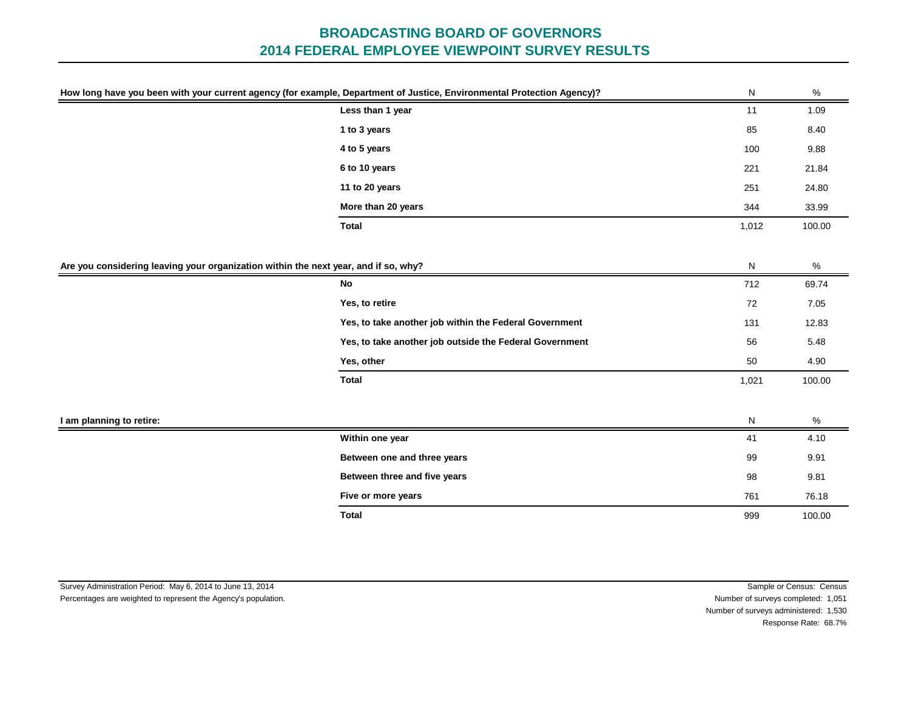# BROADCASTING BOARD OF GOVERNORS
# 2014 FEDERAL EMPLOYEE VIEWPOINT SURVEY RESULTS

| How long have you been with your current agency (for example, Department of Justice, Environmental Protection Agency)? | N | % |
|---|---|---|
| **Less than 1 year** | 11 | 1.09 |
| **1 to 3 years** | 85 | 8.40 |
| **4 to 5 years** | 100 | 9.88 |
| **6 to 10 years** | 221 | 21.84 |
| **11 to 20 years** | 251 | 24.80 |
| **More than 20 years** | 344 | 33.99 |
| **Total** | 1,012 | 100.00 |

| Are you considering leaving your organization within the next year, and if so, why? | N | % |
|---|---|---|
| **No** | 712 | 69.74 |
| **Yes, to retire** | 72 | 7.05 |
| **Yes, to take another job within the Federal Government** | 131 | 12.83 |
| **Yes, to take another job outside the Federal Government** | 56 | 5.48 |
| **Yes, other** | 50 | 4.90 |
| **Total** | 1,021 | 100.00 |

| I am planning to retire: | N | % |
|---|---|---|
| **Within one year** | 41 | 4.10 |
| **Between one and three years** | 99 | 9.91 |
| **Between three and five years** | 98 | 9.81 |
| **Five or more years** | 761 | 76.18 |
| **Total** | 999 | 100.00 |

Survey Administration Period: May 6, 2014 to June 13, 2014
Percentages are weighted to represent the Agency's population.

Sample or Census: Census
Number of surveys completed: 1,051
Number of surveys administered: 1,530
Response Rate: 68.7%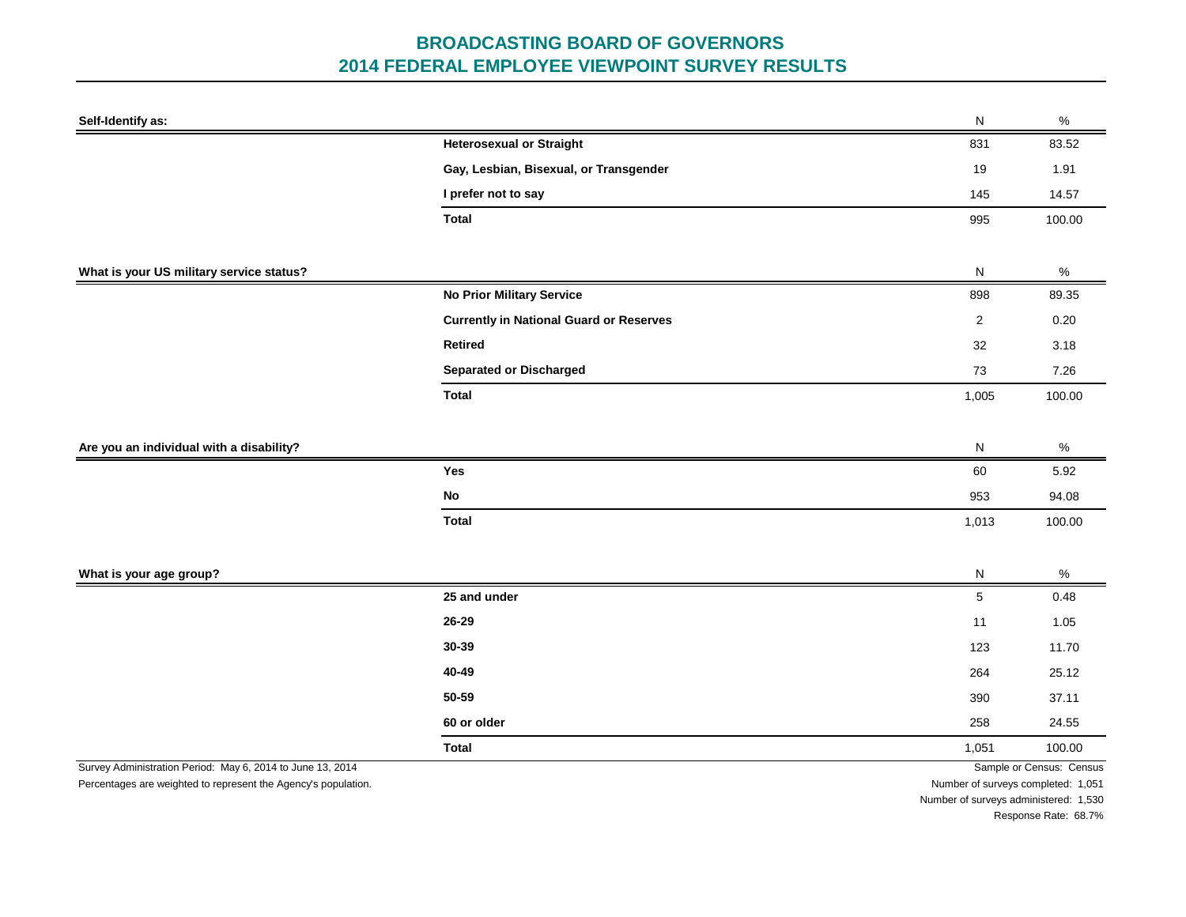# BROADCASTING BOARD OF GOVERNORS
# 2014 FEDERAL EMPLOYEE VIEWPOINT SURVEY RESULTS

| Self-Identify as: | | N | % |
|---|---|---|---|
| | **Heterosexual or Straight** | 831 | 83.52 |
| | **Gay, Lesbian, Bisexual, or Transgender** | 19 | 1.91 |
| | **I prefer not to say** | 145 | 14.57 |
| | **Total** | 995 | 100.00 |

| What is your US military service status? | | N | % |
|---|---|---|---|
| | **No Prior Military Service** | 898 | 89.35 |
| | **Currently in National Guard or Reserves** | 2 | 0.20 |
| | **Retired** | 32 | 3.18 |
| | **Separated or Discharged** | 73 | 7.26 |
| | **Total** | 1,005 | 100.00 |

| Are you an individual with a disability? | | N | % |
|---|---|---|---|
| | **Yes** | 60 | 5.92 |
| | **No** | 953 | 94.08 |
| | **Total** | 1,013 | 100.00 |

| What is your age group? | | N | % |
|---|---|---|---|
| | **25 and under** | 5 | 0.48 |
| | **26-29** | 11 | 1.05 |
| | **30-39** | 123 | 11.70 |
| | **40-49** | 264 | 25.12 |
| | **50-59** | 390 | 37.11 |
| | **60 or older** | 258 | 24.55 |
| | **Total** | 1,051 | 100.00 |

Survey Administration Period: May 6, 2014 to June 13, 2014

Percentages are weighted to represent the Agency's population.

Sample or Census: Census

Number of surveys completed: 1,051

Number of surveys administered: 1,530

Response Rate: 68.7%